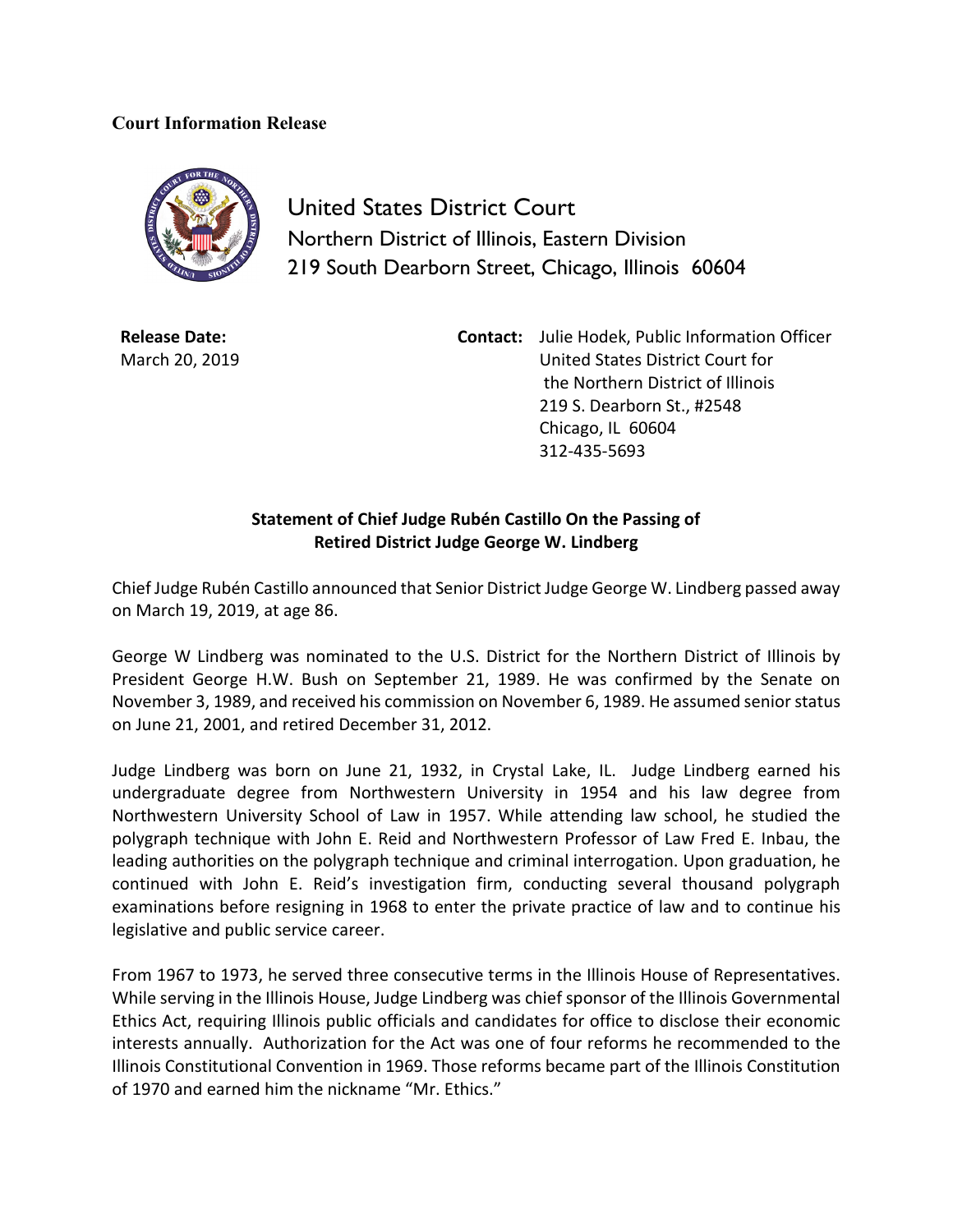**Court Information Release**

United States District Court
Northern District of Illinois, Eastern Division
219 South Dearborn Street, Chicago, Illinois 60604

**Release Date:**
March 20, 2019

**Contact:** Julie Hodek, Public Information Officer
United States District Court for
the Northern District of Illinois
219 S. Dearborn St., #2548
Chicago, IL 60604
312-435-5693

**Statement of Chief Judge Rubén Castillo On the Passing of Retired District Judge George W. Lindberg**

Chief Judge Rubén Castillo announced that Senior District Judge George W. Lindberg passed away on March 19, 2019, at age 86.

George W Lindberg was nominated to the U.S. District for the Northern District of Illinois by President George H.W. Bush on September 21, 1989. He was confirmed by the Senate on November 3, 1989, and received his commission on November 6, 1989. He assumed senior status on June 21, 2001, and retired December 31, 2012.

Judge Lindberg was born on June 21, 1932, in Crystal Lake, IL. Judge Lindberg earned his undergraduate degree from Northwestern University in 1954 and his law degree from Northwestern University School of Law in 1957. While attending law school, he studied the polygraph technique with John E. Reid and Northwestern Professor of Law Fred E. Inbau, the leading authorities on the polygraph technique and criminal interrogation. Upon graduation, he continued with John E. Reid's investigation firm, conducting several thousand polygraph examinations before resigning in 1968 to enter the private practice of law and to continue his legislative and public service career.

From 1967 to 1973, he served three consecutive terms in the Illinois House of Representatives. While serving in the Illinois House, Judge Lindberg was chief sponsor of the Illinois Governmental Ethics Act, requiring Illinois public officials and candidates for office to disclose their economic interests annually. Authorization for the Act was one of four reforms he recommended to the Illinois Constitutional Convention in 1969. Those reforms became part of the Illinois Constitution of 1970 and earned him the nickname "Mr. Ethics."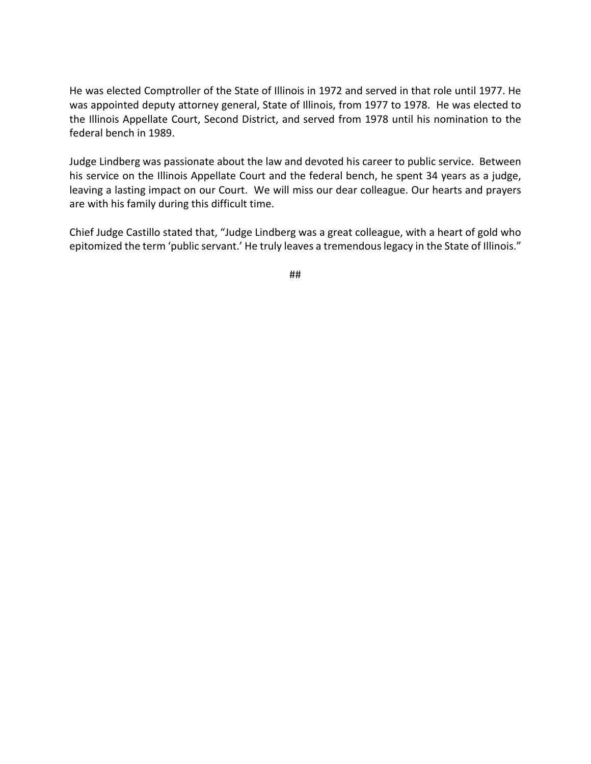He was elected Comptroller of the State of Illinois in 1972 and served in that role until 1977. He was appointed deputy attorney general, State of Illinois, from 1977 to 1978. He was elected to the Illinois Appellate Court, Second District, and served from 1978 until his nomination to the federal bench in 1989.

Judge Lindberg was passionate about the law and devoted his career to public service. Between his service on the Illinois Appellate Court and the federal bench, he spent 34 years as a judge, leaving a lasting impact on our Court. We will miss our dear colleague. Our hearts and prayers are with his family during this difficult time.

Chief Judge Castillo stated that, "Judge Lindberg was a great colleague, with a heart of gold who epitomized the term 'public servant.' He truly leaves a tremendous legacy in the State of Illinois."

##